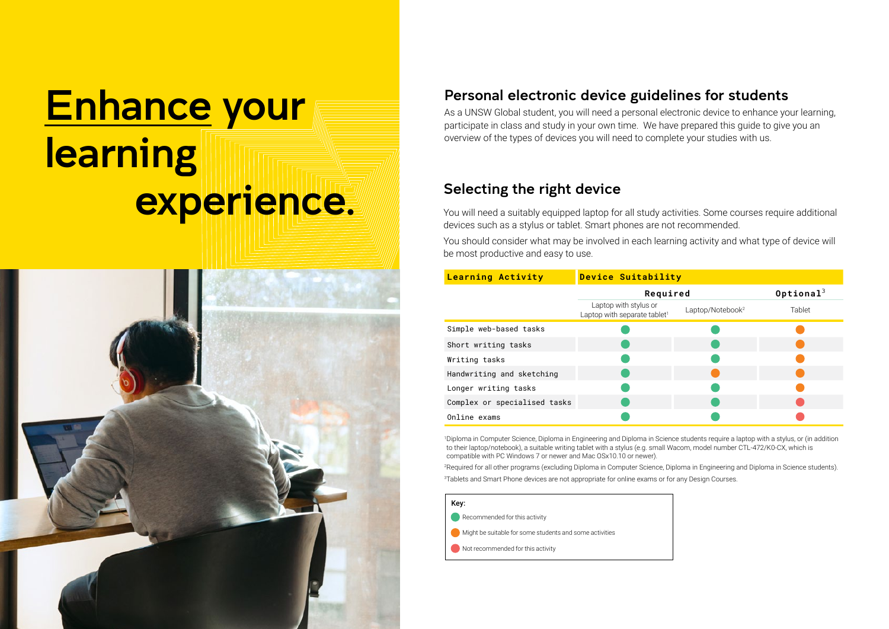# Enhance your learning experience.

## Personal electronic device guidelines for students

As a UNSW Global student, you will need a personal electronic device to enhance your learning, participate in class and study in your own time. We have prepared this guide to give you an overview of the types of devices you will need to complete your studies with us.

## Selecting the right device

You will need a suitably equipped laptop for all study activities. Some courses require additional devices such as a stylus or tablet. Smart phones are not recommended.

You should consider what may be involved in each learning activity and what type of device will be most productive and easy to use.

| Learning Activity | Device Suitability | | |
|---|---|---|---|
| | Required | | Optional[3] |
| | Laptop with stylus or Laptop with separate tablet[1] | Laptop/Notebook[2] | Tablet |
| Simple web-based tasks | Recommended for this activity | Recommended for this activity | Might be suitable for some students and some activities |
| Short writing tasks | Recommended for this activity | Recommended for this activity | Might be suitable for some students and some activities |
| Writing tasks | Recommended for this activity | Recommended for this activity | Might be suitable for some students and some activities |
| Handwriting and sketching | Recommended for this activity | Might be suitable for some students and some activities | Might be suitable for some students and some activities |
| Longer writing tasks | Recommended for this activity | Recommended for this activity | Might be suitable for some students and some activities |
| Complex or specialised tasks | Recommended for this activity | Recommended for this activity | Not recommended for this activity |
| Online exams | Recommended for this activity | Recommended for this activity | Not recommended for this activity |

[1]Diploma in Computer Science, Diploma in Engineering and Diploma in Science students require a laptop with a stylus, or (in addition to their laptop/notebook), a suitable writing tablet with a stylus (e.g. small Wacom, model number CTL-472/K0-CX, which is compatible with PC Windows 7 or newer and Mac OSx10.10 or newer).

[2]Required for all other programs (excluding Diploma in Computer Science, Diploma in Engineering and Diploma in Science students).

[3]Tablets and Smart Phone devices are not appropriate for online exams or for any Design Courses.

**Key:**

- Recommended for this activity
- Might be suitable for some students and some activities
- Not recommended for this activity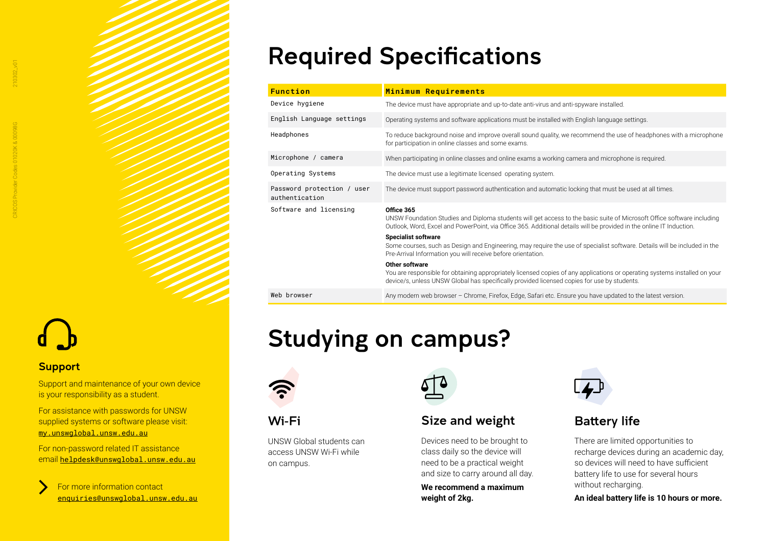# Required Specifications

| Function | Minimum Requirements |
|---|---|
| Device hygiene | The device must have appropriate and up-to-date anti-virus and anti-spyware installed. |
| English Language settings | Operating systems and software applications must be installed with English language settings. |
| Headphones | To reduce background noise and improve overall sound quality, we recommend the use of headphones with a microphone for participation in online classes and some exams. |
| Microphone / camera | When participating in online classes and online exams a working camera and microphone is required. |
| Operating Systems | The device must use a legitimate licensed operating system. |
| Password protection / user authentication | The device must support password authentication and automatic locking that must be used at all times. |
| Software and licensing | **Office 365** UNSW Foundation Studies and Diploma students will get access to the basic suite of Microsoft Office software including Outlook, Word, Excel and PowerPoint, via Office 365. Additional details will be provided in the online IT Induction. **Specialist software** Some courses, such as Design and Engineering, may require the use of specialist software. Details will be included in the Pre-Arrival Information you will receive before orientation. **Other software** You are responsible for obtaining appropriately licensed copies of any applications or operating systems installed on your device/s, unless UNSW Global has specifically provided licensed copies for use by students. |
| Web browser | Any modern web browser – Chrome, Firefox, Edge, Safari etc. Ensure you have updated to the latest version. |

# Studying on campus?

## Wi-Fi

UNSW Global students can access UNSW Wi-Fi while on campus.

## Size and weight

Devices need to be brought to class daily so the device will need to be a practical weight and size to carry around all day.

**We recommend a maximum weight of 2kg.**

## Battery life

There are limited opportunities to recharge devices during an academic day, so devices will need to have sufficient battery life to use for several hours without recharging.

**An ideal battery life is 10 hours or more.**

## Support

Support and maintenance of your own device is your responsibility as a student.

For assistance with passwords for UNSW supplied systems or software please visit: my.unswglobal.unsw.edu.au

For non-password related IT assistance email helpdesk@unswglobal.unsw.edu.au

For more information contact enquiries@unswglobal.unsw.edu.au

CRICOS Provider Codes 01020K & 00098G

210302_v01